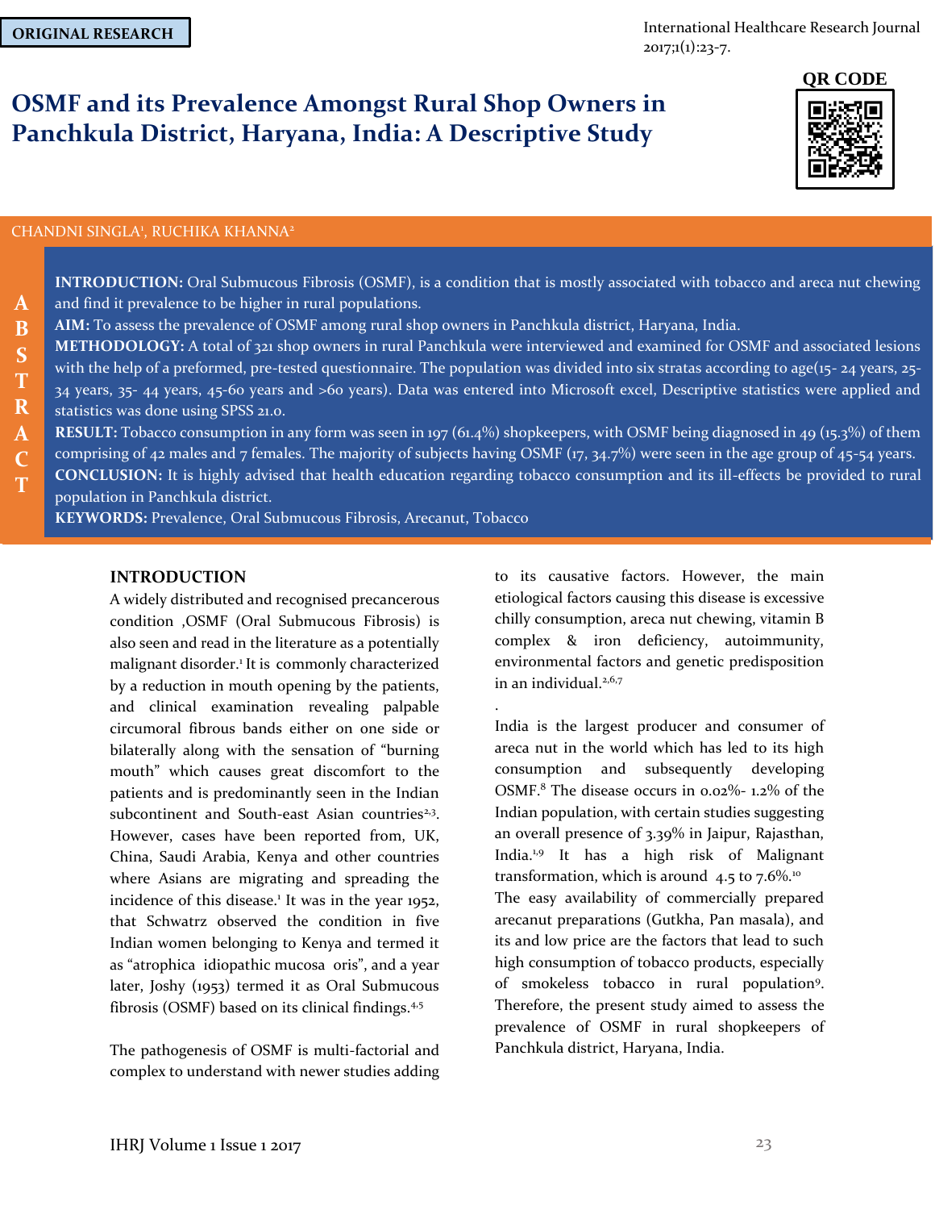ORIGINAL RESEARCH

International Healthcare Research Journal 2017;1(1):23-7.

# OSMF and its Prevalence Amongst Rural Shop Owners in Panchkula District, Haryana, India: A Descriptive Study

CHANDNI SINGLA[1], RUCHIKA KHANNA[2]

## ABSTRACT

**INTRODUCTION:** Oral Submucous Fibrosis (OSMF), is a condition that is mostly associated with tobacco and areca nut chewing and find it prevalence to be higher in rural populations.

**AIM:** To assess the prevalence of OSMF among rural shop owners in Panchkula district, Haryana, India.

**METHODOLOGY:** A total of 321 shop owners in rural Panchkula were interviewed and examined for OSMF and associated lesions with the help of a preformed, pre-tested questionnaire. The population was divided into six stratas according to age(15- 24 years, 25-34 years, 35- 44 years, 45-60 years and >60 years). Data was entered into Microsoft excel, Descriptive statistics were applied and statistics was done using SPSS 21.0.

**RESULT:** Tobacco consumption in any form was seen in 197 (61.4%) shopkeepers, with OSMF being diagnosed in 49 (15.3%) of them comprising of 42 males and 7 females. The majority of subjects having OSMF (17, 34.7%) were seen in the age group of 45-54 years.

**CONCLUSION:** It is highly advised that health education regarding tobacco consumption and its ill-effects be provided to rural population in Panchkula district.

**KEYWORDS:** Prevalence, Oral Submucous Fibrosis, Arecanut, Tobacco

## INTRODUCTION

A widely distributed and recognised precancerous condition ,OSMF (Oral Submucous Fibrosis) is also seen and read in the literature as a potentially malignant disorder.[1] It is commonly characterized by a reduction in mouth opening by the patients, and clinical examination revealing palpable circumoral fibrous bands either on one side or bilaterally along with the sensation of "burning mouth" which causes great discomfort to the patients and is predominantly seen in the Indian subcontinent and South-east Asian countries[2,3]. However, cases have been reported from, UK, China, Saudi Arabia, Kenya and other countries where Asians are migrating and spreading the incidence of this disease.[1] It was in the year 1952, that Schwatrz observed the condition in five Indian women belonging to Kenya and termed it as "atrophica idiopathic mucosa oris", and a year later, Joshy (1953) termed it as Oral Submucous fibrosis (OSMF) based on its clinical findings.[4,5]

The pathogenesis of OSMF is multi-factorial and complex to understand with newer studies adding to its causative factors. However, the main etiological factors causing this disease is excessive chilly consumption, areca nut chewing, vitamin B complex & iron deficiency, autoimmunity, environmental factors and genetic predisposition in an individual.[2,6,7]

India is the largest producer and consumer of areca nut in the world which has led to its high consumption and subsequently developing OSMF.[8] The disease occurs in 0.02%- 1.2% of the Indian population, with certain studies suggesting an overall presence of 3.39% in Jaipur, Rajasthan, India.[1,9] It has a high risk of Malignant transformation, which is around 4.5 to 7.6%.[10]
The easy availability of commercially prepared arecanut preparations (Gutkha, Pan masala), and its and low price are the factors that lead to such high consumption of tobacco products, especially of smokeless tobacco in rural population[9]. Therefore, the present study aimed to assess the prevalence of OSMF in rural shopkeepers of Panchkula district, Haryana, India.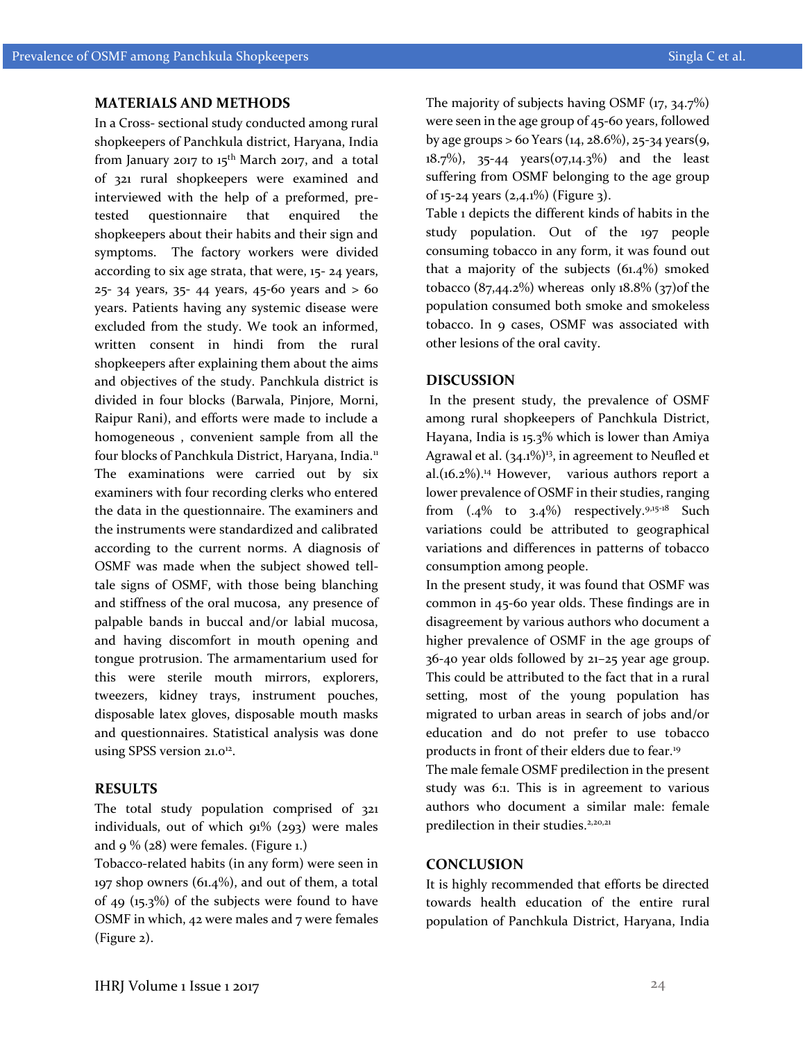## MATERIALS AND METHODS

In a Cross- sectional study conducted among rural shopkeepers of Panchkula district, Haryana, India from January 2017 to 15th March 2017, and a total of 321 rural shopkeepers were examined and interviewed with the help of a preformed, pre-tested questionnaire that enquired the shopkeepers about their habits and their sign and symptoms. The factory workers were divided according to six age strata, that were, 15- 24 years, 25- 34 years, 35- 44 years, 45-60 years and > 60 years. Patients having any systemic disease were excluded from the study. We took an informed, written consent in hindi from the rural shopkeepers after explaining them about the aims and objectives of the study. Panchkula district is divided in four blocks (Barwala, Pinjore, Morni, Raipur Rani), and efforts were made to include a homogeneous , convenient sample from all the four blocks of Panchkula District, Haryana, India.[11] The examinations were carried out by six examiners with four recording clerks who entered the data in the questionnaire. The examiners and the instruments were standardized and calibrated according to the current norms. A diagnosis of OSMF was made when the subject showed tell-tale signs of OSMF, with those being blanching and stiffness of the oral mucosa, any presence of palpable bands in buccal and/or labial mucosa, and having discomfort in mouth opening and tongue protrusion. The armamentarium used for this were sterile mouth mirrors, explorers, tweezers, kidney trays, instrument pouches, disposable latex gloves, disposable mouth masks and questionnaires. Statistical analysis was done using SPSS version 21.0[12].

## RESULTS

The total study population comprised of 321 individuals, out of which 91% (293) were males and 9 % (28) were females. (Figure 1.)

Tobacco-related habits (in any form) were seen in 197 shop owners (61.4%), and out of them, a total of 49 (15.3%) of the subjects were found to have OSMF in which, 42 were males and 7 were females (Figure 2).

The majority of subjects having OSMF (17, 34.7%) were seen in the age group of 45-60 years, followed by age groups > 60 Years (14, 28.6%), 25-34 years(9, 18.7%), 35-44 years(07,14.3%) and the least suffering from OSMF belonging to the age group of 15-24 years (2,4.1%) (Figure 3).

Table 1 depicts the different kinds of habits in the study population. Out of the 197 people consuming tobacco in any form, it was found out that a majority of the subjects (61.4%) smoked tobacco (87,44.2%) whereas only 18.8% (37)of the population consumed both smoke and smokeless tobacco. In 9 cases, OSMF was associated with other lesions of the oral cavity.

## DISCUSSION

In the present study, the prevalence of OSMF among rural shopkeepers of Panchkula District, Hayana, India is 15.3% which is lower than Amiya Agrawal et al. (34.1%)[13], in agreement to Neufled et al.(16.2%).[14] However, various authors report a lower prevalence of OSMF in their studies, ranging from (.4% to 3.4%) respectively.[9,15-18] Such variations could be attributed to geographical variations and differences in patterns of tobacco consumption among people.

In the present study, it was found that OSMF was common in 45-60 year olds. These findings are in disagreement by various authors who document a higher prevalence of OSMF in the age groups of 36-40 year olds followed by 21–25 year age group. This could be attributed to the fact that in a rural setting, most of the young population has migrated to urban areas in search of jobs and/or education and do not prefer to use tobacco products in front of their elders due to fear.[19]

The male female OSMF predilection in the present study was 6:1. This is in agreement to various authors who document a similar male: female predilection in their studies.[2,20,21]

## CONCLUSION

It is highly recommended that efforts be directed towards health education of the entire rural population of Panchkula District, Haryana, India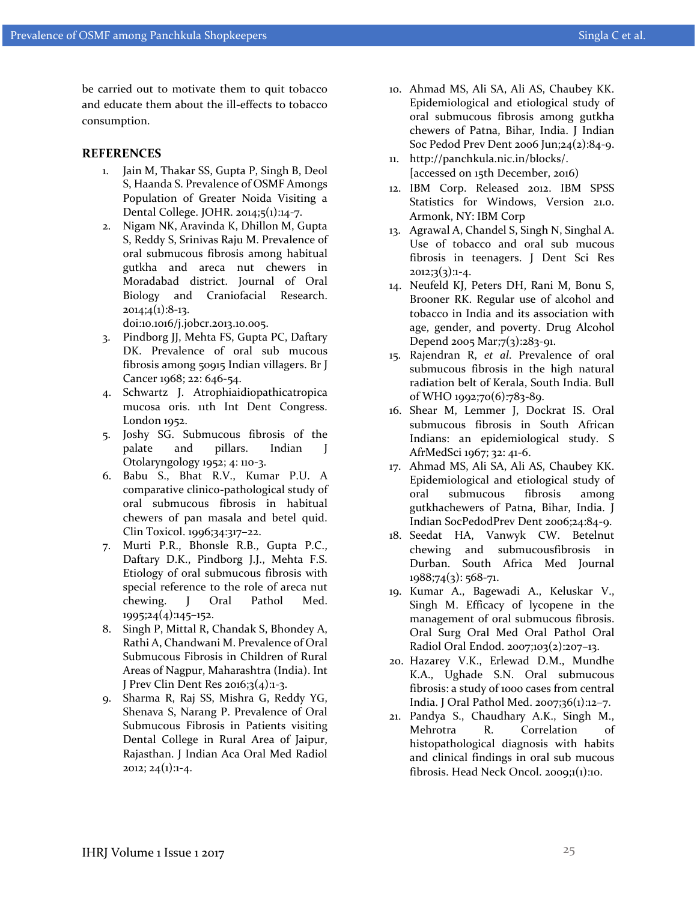be carried out to motivate them to quit tobacco and educate them about the ill-effects to tobacco consumption.

## REFERENCES

1. Jain M, Thakar SS, Gupta P, Singh B, Deol S, Haanda S. Prevalence of OSMF Amongs Population of Greater Noida Visiting a Dental College. JOHR. 2014;5(1):14-7.
2. Nigam NK, Aravinda K, Dhillon M, Gupta S, Reddy S, Srinivas Raju M. Prevalence of oral submucous fibrosis among habitual gutkha and areca nut chewers in Moradabad district. Journal of Oral Biology and Craniofacial Research. 2014;4(1):8-13. doi:10.1016/j.jobcr.2013.10.005.
3. Pindborg JJ, Mehta FS, Gupta PC, Daftary DK. Prevalence of oral sub mucous fibrosis among 50915 Indian villagers. Br J Cancer 1968; 22: 646-54.
4. Schwartz J. Atrophiaidiopathicatropica mucosa oris. 11th Int Dent Congress. London 1952.
5. Joshy SG. Submucous fibrosis of the palate and pillars. Indian J Otolaryngology 1952; 4: 110-3.
6. Babu S., Bhat R.V., Kumar P.U. A comparative clinico-pathological study of oral submucous fibrosis in habitual chewers of pan masala and betel quid. Clin Toxicol. 1996;34:317–22.
7. Murti P.R., Bhonsle R.B., Gupta P.C., Daftary D.K., Pindborg J.J., Mehta F.S. Etiology of oral submucous fibrosis with special reference to the role of areca nut chewing. J Oral Pathol Med. 1995;24(4):145–152.
8. Singh P, Mittal R, Chandak S, Bhondey A, Rathi A, Chandwani M. Prevalence of Oral Submucous Fibrosis in Children of Rural Areas of Nagpur, Maharashtra (India). Int J Prev Clin Dent Res 2016;3(4):1-3.
9. Sharma R, Raj SS, Mishra G, Reddy YG, Shenava S, Narang P. Prevalence of Oral Submucous Fibrosis in Patients visiting Dental College in Rural Area of Jaipur, Rajasthan. J Indian Aca Oral Med Radiol 2012; 24(1):1-4.
10. Ahmad MS, Ali SA, Ali AS, Chaubey KK. Epidemiological and etiological study of oral submucous fibrosis among gutkha chewers of Patna, Bihar, India. J Indian Soc Pedod Prev Dent 2006 Jun;24(2):84-9.
11. http://panchkula.nic.in/blocks/. [accessed on 15th December, 2016)
12. IBM Corp. Released 2012. IBM SPSS Statistics for Windows, Version 21.0. Armonk, NY: IBM Corp
13. Agrawal A, Chandel S, Singh N, Singhal A. Use of tobacco and oral sub mucous fibrosis in teenagers. J Dent Sci Res 2012;3(3):1-4.
14. Neufeld KJ, Peters DH, Rani M, Bonu S, Brooner RK. Regular use of alcohol and tobacco in India and its association with age, gender, and poverty. Drug Alcohol Depend 2005 Mar;7(3):283-91.
15. Rajendran R, *et al.* Prevalence of oral submucous fibrosis in the high natural radiation belt of Kerala, South India. Bull of WHO 1992;70(6):783-89.
16. Shear M, Lemmer J, Dockrat IS. Oral submucous fibrosis in South African Indians: an epidemiological study. S AfrMedSci 1967; 32: 41-6.
17. Ahmad MS, Ali SA, Ali AS, Chaubey KK. Epidemiological and etiological study of oral submucous fibrosis among gutkhachewers of Patna, Bihar, India. J Indian SocPedodPrev Dent 2006;24:84-9.
18. Seedat HA, Vanwyk CW. Betelnut chewing and submucousfibrosis in Durban. South Africa Med Journal 1988;74(3): 568-71.
19. Kumar A., Bagewadi A., Keluskar V., Singh M. Efficacy of lycopene in the management of oral submucous fibrosis. Oral Surg Oral Med Oral Pathol Oral Radiol Oral Endod. 2007;103(2):207–13.
20. Hazarey V.K., Erlewad D.M., Mundhe K.A., Ughade S.N. Oral submucous fibrosis: a study of 1000 cases from central India. J Oral Pathol Med. 2007;36(1):12–7.
21. Pandya S., Chaudhary A.K., Singh M., Mehrotra R. Correlation of histopathological diagnosis with habits and clinical findings in oral sub mucous fibrosis. Head Neck Oncol. 2009;1(1):10.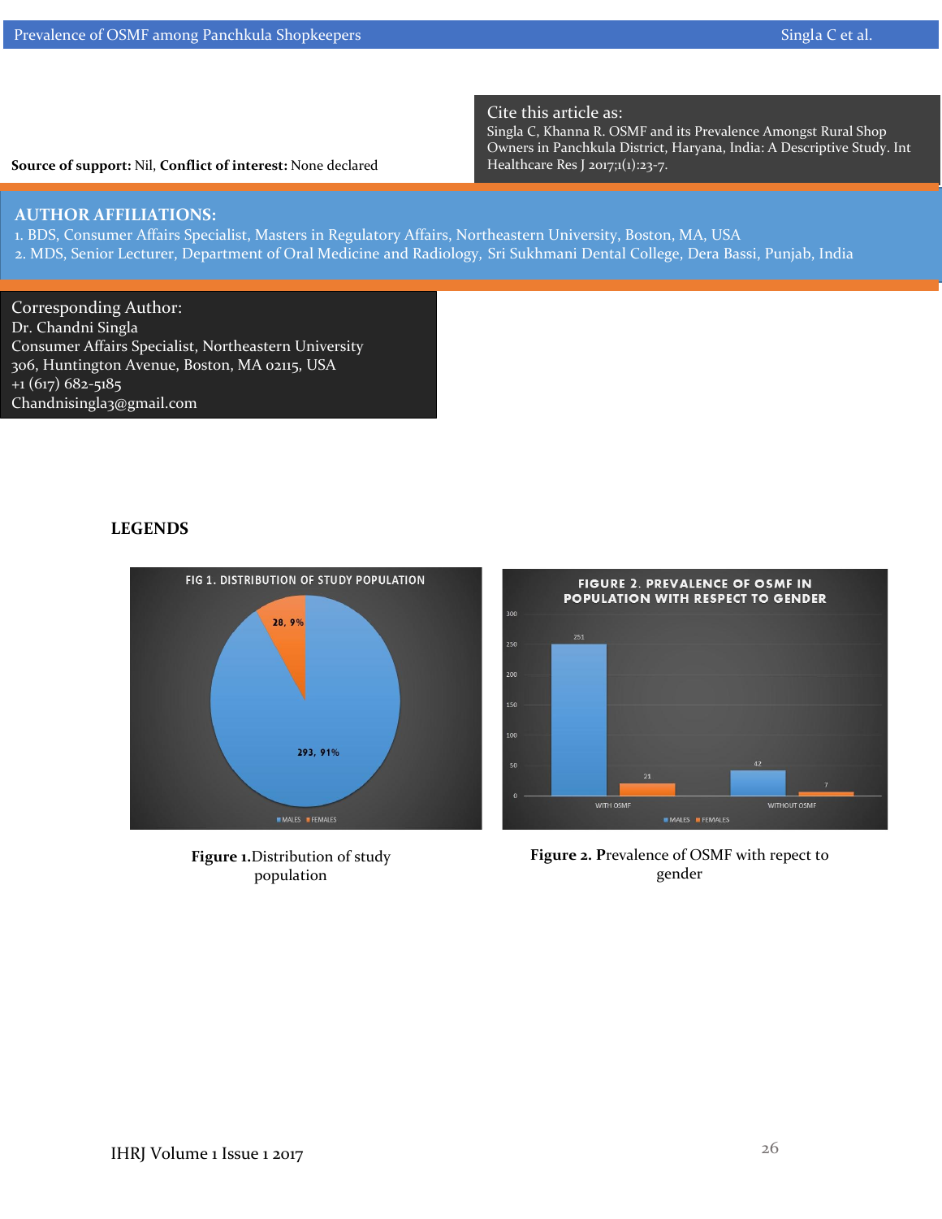**Source of support:** Nil, **Conflict of interest:** None declared

**Cite this article as:**
Singla C, Khanna R. OSMF and its Prevalence Amongst Rural Shop Owners in Panchkula District, Haryana, India: A Descriptive Study. Int Healthcare Res J 2017;1(1):23-7.

## AUTHOR AFFILIATIONS:

1. BDS, Consumer Affairs Specialist, Masters in Regulatory Affairs, Northeastern University, Boston, MA, USA
2. MDS, Senior Lecturer, Department of Oral Medicine and Radiology, Sri Sukhmani Dental College, Dera Bassi, Punjab, India

**Corresponding Author:**
Dr. Chandni Singla
Consumer Affairs Specialist, Northeastern University
306, Huntington Avenue, Boston, MA 02115, USA
+1 (617) 682-5185
Chandnisingla3@gmail.com

## LEGENDS

FIG 1. DISTRIBUTION OF STUDY POPULATION

28, 9%

293, 91%

MALES FEMALES

**Figure 1.** Distribution of study population

FIGURE 2. PREVALENCE OF OSMF IN POPULATION WITH RESPECT TO GENDER

| | MALES | FEMALES |
|---|---|---|
| WITH OSMF | 251 | 21 |
| WITHOUT OSMF | 42 | 7 |

**Figure 2. P**revalence of OSMF with repect to gender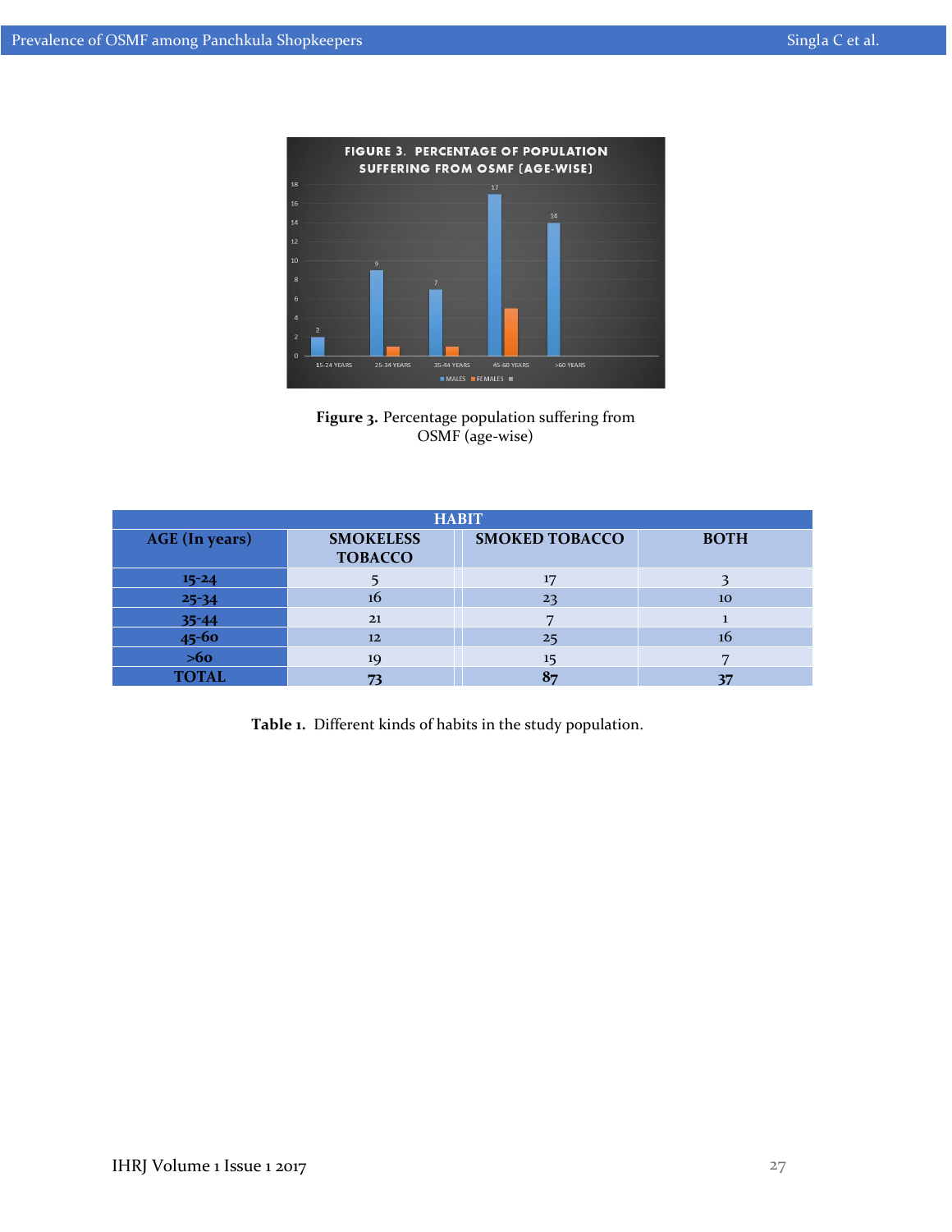FIGURE 3. PERCENTAGE OF POPULATION SUFFERING FROM OSMF (AGE-WISE)

18
16
14
12
10
8
6
4
2
0

2
9
7
17
14

15-24 YEARS
25-34 YEARS
35-44 YEARS
45-60 YEARS
>60 YEARS

MALES
FEMALES

**Figure 3.** Percentage population suffering from OSMF (age-wise)

| | HABIT | | |
|---|---|---|---|
| **AGE (In years)** | **SMOKELESS TOBACCO** | **SMOKED TOBACCO** | **BOTH** |
| **15-24** | 5 | 17 | 3 |
| **25-34** | 16 | 23 | 10 |
| **35-44** | 21 | 7 | 1 |
| **45-60** | 12 | 25 | 16 |
| **>60** | 19 | 15 | 7 |
| **TOTAL** | 73 | 87 | 37 |

**Table 1.** Different kinds of habits in the study population.